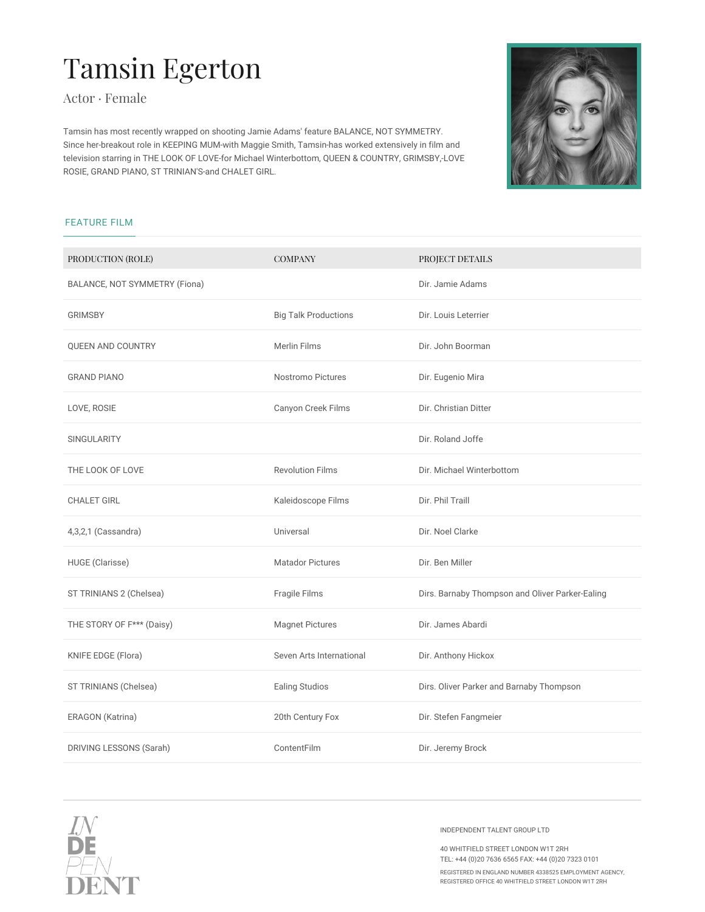# Tamsin Egerton

Actor · Female

Tamsin has most recently wrapped on shooting Jamie Adams' feature BALANCE, NOT SYMMETRY. Since her-breakout role in KEEPING MUM-with Maggie Smith, Tamsin-has worked extensively in film and television starring in THE LOOK OF LOVE-for Michael Winterbottom, QUEEN & COUNTRY, GRIMSBY,-LOVE ROSIE, GRAND PIANO, ST TRINIAN'S-and CHALET GIRL.

## FEATURE FILM

| PRODUCTION (ROLE) | COMPANY | PROJECT DETAILS |
|---|---|---|
| BALANCE, NOT SYMMETRY (Fiona) | | Dir. Jamie Adams |
| GRIMSBY | Big Talk Productions | Dir. Louis Leterrier |
| QUEEN AND COUNTRY | Merlin Films | Dir. John Boorman |
| GRAND PIANO | Nostromo Pictures | Dir. Eugenio Mira |
| LOVE, ROSIE | Canyon Creek Films | Dir. Christian Ditter |
| SINGULARITY | | Dir. Roland Joffe |
| THE LOOK OF LOVE | Revolution Films | Dir. Michael Winterbottom |
| CHALET GIRL | Kaleidoscope Films | Dir. Phil Traill |
| 4,3,2,1 (Cassandra) | Universal | Dir. Noel Clarke |
| HUGE (Clarisse) | Matador Pictures | Dir. Ben Miller |
| ST TRINIANS 2 (Chelsea) | Fragile Films | Dirs. Barnaby Thompson and Oliver Parker-Ealing |
| THE STORY OF F*** (Daisy) | Magnet Pictures | Dir. James Abardi |
| KNIFE EDGE (Flora) | Seven Arts International | Dir. Anthony Hickox |
| ST TRINIANS (Chelsea) | Ealing Studios | Dirs. Oliver Parker and Barnaby Thompson |
| ERAGON (Katrina) | 20th Century Fox | Dir. Stefen Fangmeier |
| DRIVING LESSONS (Sarah) | ContentFilm | Dir. Jeremy Brock |

INDEPENDENT TALENT GROUP LTD

40 WHITFIELD STREET LONDON W1T 2RH
TEL: +44 (0)20 7636 6565 FAX: +44 (0)20 7323 0101

REGISTERED IN ENGLAND NUMBER 4338525 EMPLOYMENT AGENCY, REGISTERED OFFICE 40 WHITFIELD STREET LONDON W1T 2RH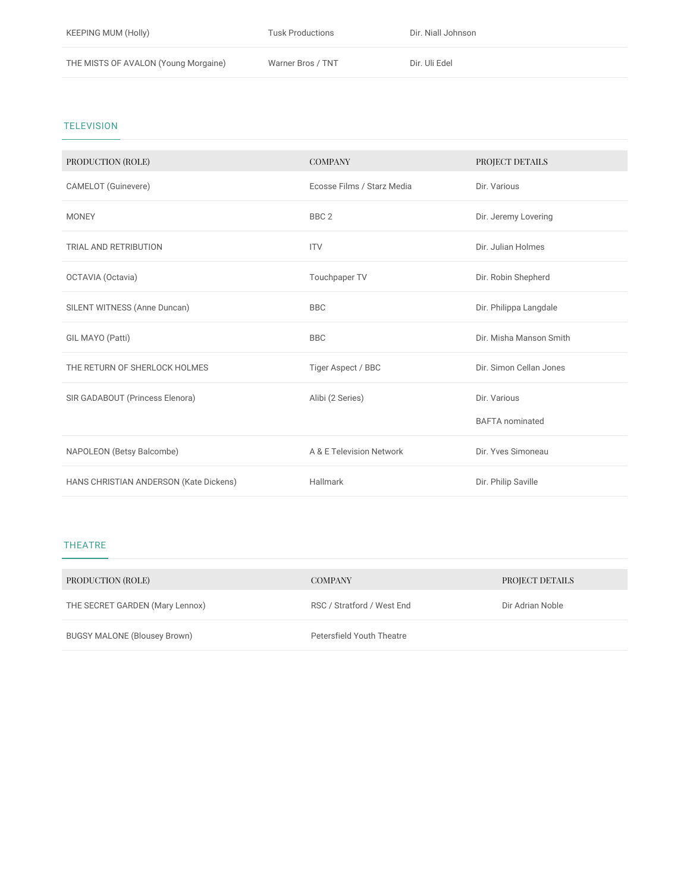| | | |
|---|---|---|
| KEEPING MUM (Holly) | Tusk Productions | Dir. Niall Johnson |
| THE MISTS OF AVALON (Young Morgaine) | Warner Bros / TNT | Dir. Uli Edel |

## TELEVISION

| PRODUCTION (ROLE) | COMPANY | PROJECT DETAILS |
|---|---|---|
| CAMELOT (Guinevere) | Ecosse Films / Starz Media | Dir. Various |
| MONEY | BBC 2 | Dir. Jeremy Lovering |
| TRIAL AND RETRIBUTION | ITV | Dir. Julian Holmes |
| OCTAVIA (Octavia) | Touchpaper TV | Dir. Robin Shepherd |
| SILENT WITNESS (Anne Duncan) | BBC | Dir. Philippa Langdale |
| GIL MAYO (Patti) | BBC | Dir. Misha Manson Smith |
| THE RETURN OF SHERLOCK HOLMES | Tiger Aspect / BBC | Dir. Simon Cellan Jones |
| SIR GADABOUT (Princess Elenora) | Alibi (2 Series) | Dir. Various<br>BAFTA nominated |
| NAPOLEON (Betsy Balcombe) | A & E Television Network | Dir. Yves Simoneau |
| HANS CHRISTIAN ANDERSON (Kate Dickens) | Hallmark | Dir. Philip Saville |

## THEATRE

| PRODUCTION (ROLE) | COMPANY | PROJECT DETAILS |
|---|---|---|
| THE SECRET GARDEN (Mary Lennox) | RSC / Stratford / West End | Dir Adrian Noble |
| BUGSY MALONE (Blousey Brown) | Petersfield Youth Theatre | |